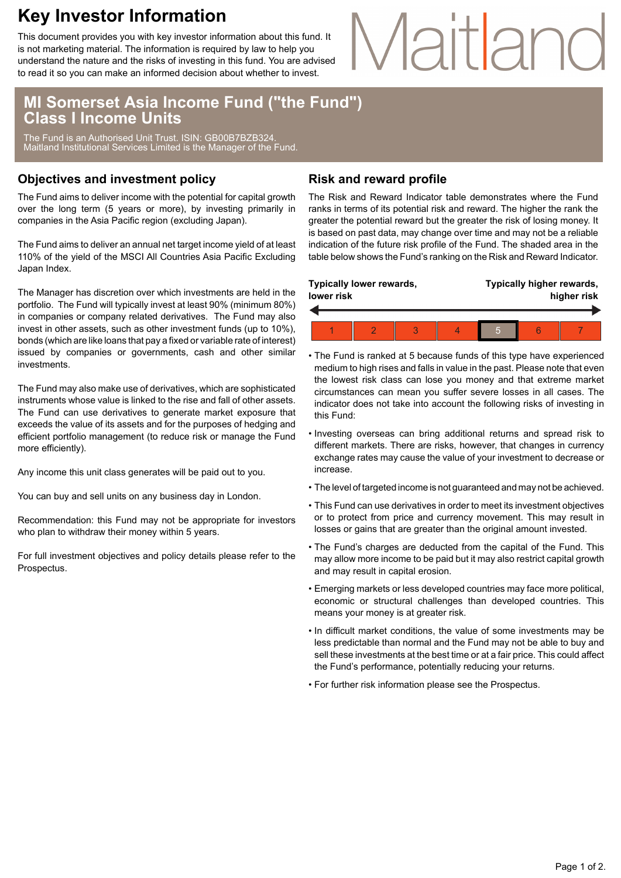# Key Investor Information

This document provides you with key investor information about this fund. It is not marketing material. The information is required by law to help you understand the nature and the risks of investing in this fund. You are advised to read it so you can make an informed decision about whether to invest.

Maitland

## MI Somerset Asia Income Fund ("the Fund") Class I Income Units

The Fund is an Authorised Unit Trust. ISIN: GB00B7BZB324.
Maitland Institutional Services Limited is the Manager of the Fund.

## Objectives and investment policy

The Fund aims to deliver income with the potential for capital growth over the long term (5 years or more), by investing primarily in companies in the Asia Pacific region (excluding Japan).

The Fund aims to deliver an annual net target income yield of at least 110% of the yield of the MSCI All Countries Asia Pacific Excluding Japan Index.

The Manager has discretion over which investments are held in the portfolio. The Fund will typically invest at least 90% (minimum 80%) in companies or company related derivatives. The Fund may also invest in other assets, such as other investment funds (up to 10%), bonds (which are like loans that pay a fixed or variable rate of interest) issued by companies or governments, cash and other similar investments.

The Fund may also make use of derivatives, which are sophisticated instruments whose value is linked to the rise and fall of other assets. The Fund can use derivatives to generate market exposure that exceeds the value of its assets and for the purposes of hedging and efficient portfolio management (to reduce risk or manage the Fund more efficiently).

Any income this unit class generates will be paid out to you.

You can buy and sell units on any business day in London.

Recommendation: this Fund may not be appropriate for investors who plan to withdraw their money within 5 years.

For full investment objectives and policy details please refer to the Prospectus.

## Risk and reward profile

The Risk and Reward Indicator table demonstrates where the Fund ranks in terms of its potential risk and reward. The higher the rank the greater the potential reward but the greater the risk of losing money. It is based on past data, may change over time and may not be a reliable indication of the future risk profile of the Fund. The shaded area in the table below shows the Fund's ranking on the Risk and Reward Indicator.

**Typically lower rewards, lower risk** ← → **Typically higher rewards, higher risk**

| 1 | 2 | 3 | 4 | **5** | 6 | 7 |
|---|---|---|---|---|---|---|

- The Fund is ranked at 5 because funds of this type have experienced medium to high rises and falls in value in the past. Please note that even the lowest risk class can lose you money and that extreme market circumstances can mean you suffer severe losses in all cases. The indicator does not take into account the following risks of investing in this Fund:
- Investing overseas can bring additional returns and spread risk to different markets. There are risks, however, that changes in currency exchange rates may cause the value of your investment to decrease or increase.
- The level of targeted income is not guaranteed and may not be achieved.
- This Fund can use derivatives in order to meet its investment objectives or to protect from price and currency movement. This may result in losses or gains that are greater than the original amount invested.
- The Fund's charges are deducted from the capital of the Fund. This may allow more income to be paid but it may also restrict capital growth and may result in capital erosion.
- Emerging markets or less developed countries may face more political, economic or structural challenges than developed countries. This means your money is at greater risk.
- In difficult market conditions, the value of some investments may be less predictable than normal and the Fund may not be able to buy and sell these investments at the best time or at a fair price. This could affect the Fund's performance, potentially reducing your returns.
- For further risk information please see the Prospectus.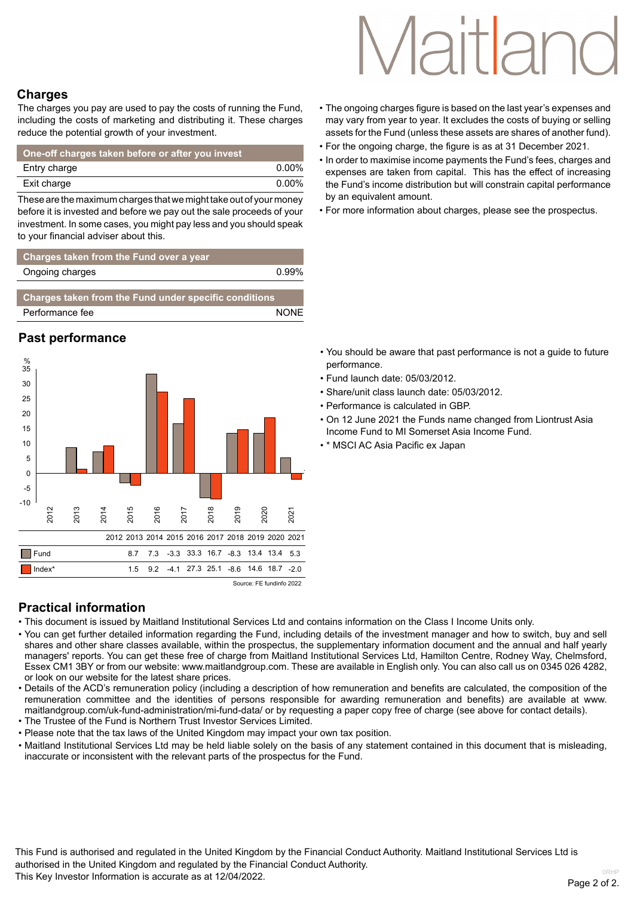# Maitland

## Charges

The charges you pay are used to pay the costs of running the Fund, including the costs of marketing and distributing it. These charges reduce the potential growth of your investment.

| One-off charges taken before or after you invest | |
|---|---|
| Entry charge | 0.00% |
| Exit charge | 0.00% |

These are the maximum charges that we might take out of your money before it is invested and before we pay out the sale proceeds of your investment. In some cases, you might pay less and you should speak to your financial adviser about this.

| Charges taken from the Fund over a year | |
|---|---|
| Ongoing charges | 0.99% |

| Charges taken from the Fund under specific conditions | |
|---|---|
| Performance fee | NONE |

- The ongoing charges figure is based on the last year's expenses and may vary from year to year. It excludes the costs of buying or selling assets for the Fund (unless these assets are shares of another fund).
- For the ongoing charge, the figure is as at 31 December 2021.
- In order to maximise income payments the Fund's fees, charges and expenses are taken from capital. This has the effect of increasing the Fund's income distribution but will constrain capital performance by an equivalent amount.
- For more information about charges, please see the prospectus.

## Past performance

%
35
30
25
20
15
10
5
0
-5
-10
2012 2013 2014 2015 2016 2017 2018 2019 2020 2021

| | 2012 | 2013 | 2014 | 2015 | 2016 | 2017 | 2018 | 2019 | 2020 | 2021 |
|---|---|---|---|---|---|---|---|---|---|---|
| Fund | | 8.7 | 7.3 | -3.3 | 33.3 | 16.7 | -8.3 | 13.4 | 13.4 | 5.3 |
| Index* | | 1.5 | 9.2 | -4.1 | 27.3 | 25.1 | -8.6 | 14.6 | 18.7 | -2.0 |

Source: FE fundinfo 2022

- You should be aware that past performance is not a guide to future performance.
- Fund launch date: 05/03/2012.
- Share/unit class launch date: 05/03/2012.
- Performance is calculated in GBP.
- On 12 June 2021 the Funds name changed from Liontrust Asia Income Fund to MI Somerset Asia Income Fund.
- * MSCI AC Asia Pacific ex Japan

## Practical information

- This document is issued by Maitland Institutional Services Ltd and contains information on the Class I Income Units only.
- You can get further detailed information regarding the Fund, including details of the investment manager and how to switch, buy and sell shares and other share classes available, within the prospectus, the supplementary information document and the annual and half yearly managers' reports. You can get these free of charge from Maitland Institutional Services Ltd, Hamilton Centre, Rodney Way, Chelmsford, Essex CM1 3BY or from our website: www.maitlandgroup.com. These are available in English only. You can also call us on 0345 026 4282, or look on our website for the latest share prices.
- Details of the ACD's remuneration policy (including a description of how remuneration and benefits are calculated, the composition of the remuneration committee and the identities of persons responsible for awarding remuneration and benefits) are available at www.maitlandgroup.com/uk-fund-administration/mi-fund-data/ or by requesting a paper copy free of charge (see above for contact details).
- The Trustee of the Fund is Northern Trust Investor Services Limited.
- Please note that the tax laws of the United Kingdom may impact your own tax position.
- Maitland Institutional Services Ltd may be held liable solely on the basis of any statement contained in this document that is misleading, inaccurate or inconsistent with the relevant parts of the prospectus for the Fund.

This Fund is authorised and regulated in the United Kingdom by the Financial Conduct Authority. Maitland Institutional Services Ltd is authorised in the United Kingdom and regulated by the Financial Conduct Authority.
This Key Investor Information is accurate as at 12/04/2022.